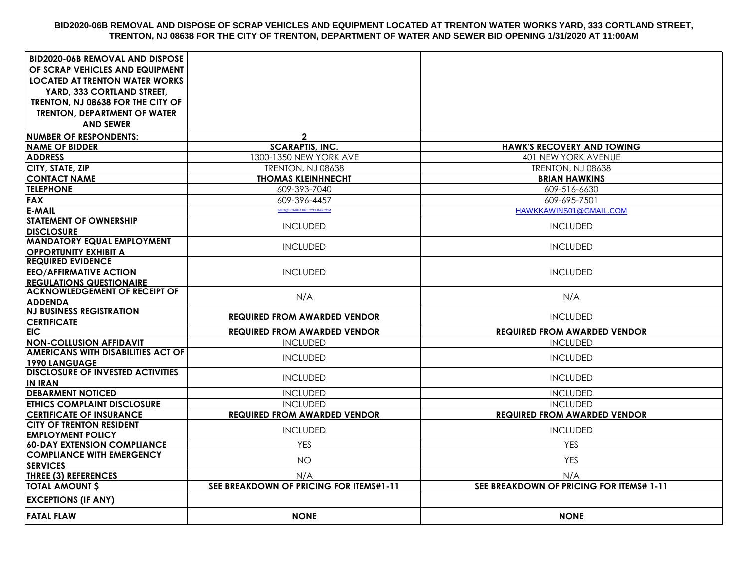**BID2020-06B REMOVAL AND DISPOSE OF SCRAP VEHICLES AND EQUIPMENT LOCATED AT TRENTON WATER WORKS YARD, 333 CORTLAND STREET, TRENTON, NJ 08638 FOR THE CITY OF TRENTON, DEPARTMENT OF WATER AND SEWER BID OPENING 1/31/2020 AT 11:00AM**

| BID2020-06B REMOVAL AND DISPOSE OF SCRAP VEHICLES AND EQUIPMENT LOCATED AT TRENTON WATER WORKS YARD, 333 CORTLAND STREET, TRENTON, NJ 08638 FOR THE CITY OF TRENTON, DEPARTMENT OF WATER AND SEWER | | |
|---|---|---|
| **NUMBER OF RESPONDENTS:** | **2** | |
| **NAME OF BIDDER** | **SCARAPTIS, INC.** | **HAWK'S RECOVERY AND TOWING** |
| **ADDRESS** | 1300-1350 NEW YORK AVE | 401 NEW YORK AVENUE |
| **CITY, STATE, ZIP** | TRENTON, NJ 08638 | TRENTON, NJ 08638 |
| **CONTACT NAME** | **THOMAS KLEINHNECHT** | **BRIAN HAWKINS** |
| **TELEPHONE** | 609-393-7040 | 609-516-6630 |
| **FAX** | 609-396-4457 | 609-695-7501 |
| **E-MAIL** | INFO@SCARPATIRECYCLING.COM | HAWKKAWINS01@GMAIL.COM |
| **STATEMENT OF OWNERSHIP DISCLOSURE** | INCLUDED | INCLUDED |
| **MANDATORY EQUAL EMPLOYMENT OPPORTUNITY EXHIBIT A** | INCLUDED | INCLUDED |
| **REQUIRED EVIDENCE EEO/AFFIRMATIVE ACTION REGULATIONS QUESTIONAIRE** | INCLUDED | INCLUDED |
| **ACKNOWLEDGEMENT OF RECEIPT OF ADDENDA** | N/A | N/A |
| **NJ BUSINESS REGISTRATION CERTIFICATE** | **REQUIRED FROM AWARDED VENDOR** | INCLUDED |
| **EIC** | **REQUIRED FROM AWARDED VENDOR** | **REQUIRED FROM AWARDED VENDOR** |
| **NON-COLLUSION AFFIDAVIT** | INCLUDED | INCLUDED |
| **AMERICANS WITH DISABILITIES ACT OF 1990 LANGUAGE** | INCLUDED | INCLUDED |
| **DISCLOSURE OF INVESTED ACTIVITIES IN IRAN** | INCLUDED | INCLUDED |
| **DEBARMENT NOTICED** | INCLUDED | INCLUDED |
| **ETHICS COMPLAINT DISCLOSURE** | INCLUDED | INCLUDED |
| **CERTIFICATE OF INSURANCE** | **REQUIRED FROM AWARDED VENDOR** | **REQUIRED FROM AWARDED VENDOR** |
| **CITY OF TRENTON RESIDENT EMPLOYMENT POLICY** | INCLUDED | INCLUDED |
| **60-DAY EXTENSION COMPLIANCE** | YES | YES |
| **COMPLIANCE WITH EMERGENCY SERVICES** | NO | YES |
| **THREE (3) REFERENCES** | N/A | N/A |
| **TOTAL AMOUNT $** | **SEE BREAKDOWN OF PRICING FOR ITEMS#1-11** | **SEE BREAKDOWN OF PRICING FOR ITEMS# 1-11** |
| **EXCEPTIONS (IF ANY)** | | |
| **FATAL FLAW** | **NONE** | **NONE** |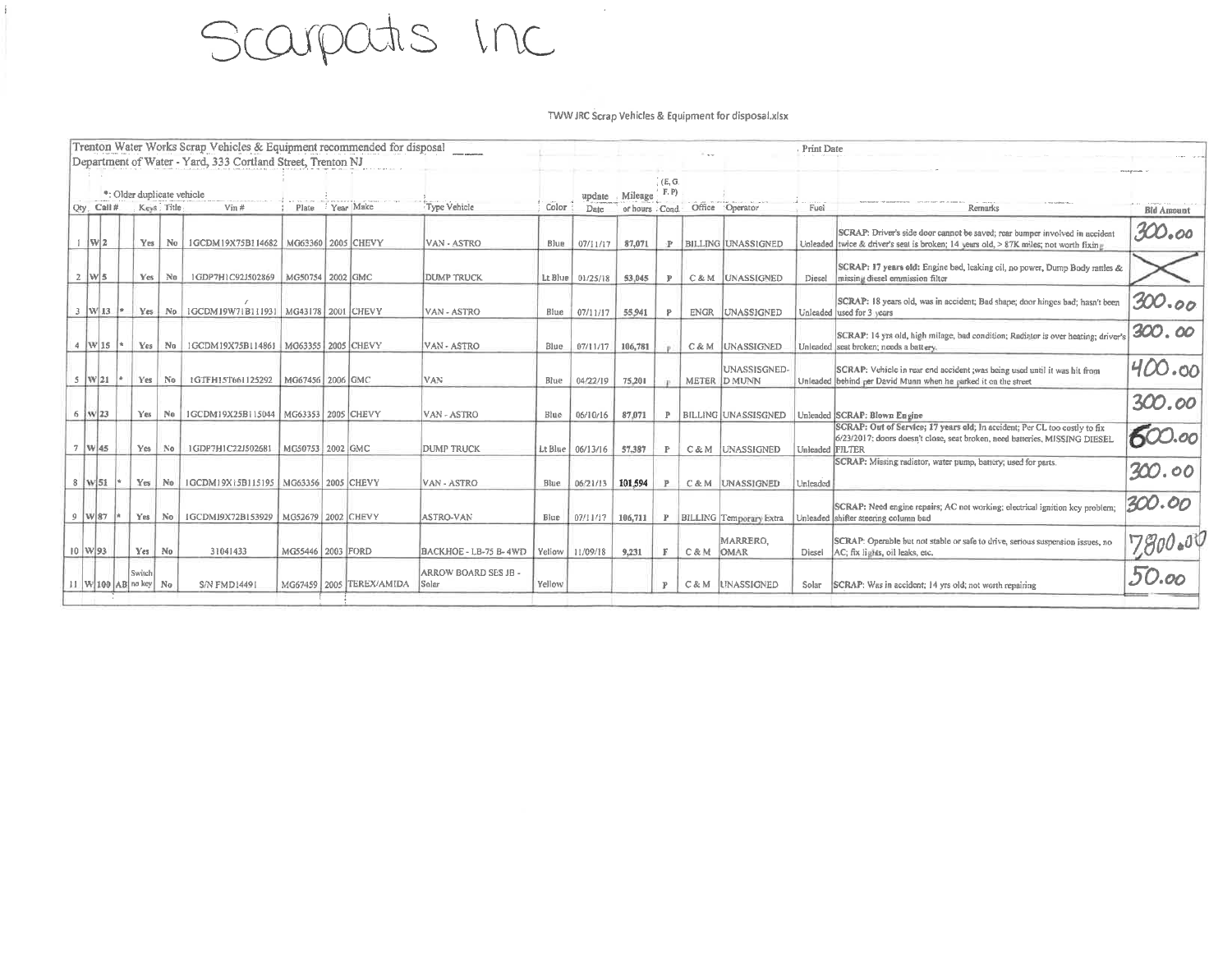# Scarpats Inc

TWW JRC Scrap Vehicles & Equipment for disposal.xlsx

Trenton Water Works Scrap Vehicles & Equipment recommended for disposal

Department of Water - Yard, 333 Cortland Street, Trenton NJ

Print Date

*: Older duplicate vehicle

| Qty | Call # | * | Keys | Title | Vin # | Plate | Year | Make | Type Vehicle | Color | update Date | Mileage or hours | (E, G, F, P) Cond. | Office | Operator | Fuel | Remarks | Bid Amount |
|---|---|---|---|---|---|---|---|---|---|---|---|---|---|---|---|---|---|---|
| 1 | W 2 | | Yes | No | 1GCDM19X75B114682 | MG63360 | 2005 | CHEVY | VAN - ASTRO | Blue | 07/11/17 | 87,071 | P | BILLING | UNASSIGNED | Unleaded | SCRAP: Driver's side door cannot be saved; rear bumper involved in accident twice & driver's seat is broken; 14 years old, > 87K miles; not worth fixing | 300.00 |
| 2 | W 5 | | Yes | No | 1GDP7H1C92J502869 | MG50754 | 2002 | GMC | DUMP TRUCK | Lt Blue | 01/25/18 | 53,045 | P | C & M | UNASSIGNED | Diesel | SCRAP: 17 years old: Engine bad, leaking oil, no power, Dump Body rattles & missing diesel emmission filter | X |
| 3 | W 13 | * | Yes | No | 1GCDM19W71B111931 | MG43178 | 2001 | CHEVY | VAN - ASTRO | Blue | 07/11/17 | 55,941 | P | ENGR | UNASSIGNED | Unleaded | SCRAP: 18 years old, was in accident; Bad shape; door hinges bad; hasn't been used for 3 years | 300.00 |
| 4 | W 15 | * | Yes | No | 1GCDM19X75B114861 | MG63355 | 2005 | CHEVY | VAN - ASTRO | Blue | 07/11/17 | 106,781 | P | C & M | UNASSIGNED | Unleaded | SCRAP: 14 yrs old, high milage, bad condition; Radiator is over heating; driver's seat broken; needs a battery. | 300.00 |
| 5 | W 21 | * | Yes | No | 1GTFH15T661125292 | MG67456 | 2006 | GMC | VAN | Blue | 04/22/19 | 75,201 | P | METER | UNASSISGNED- D MUNN | Unleaded | SCRAP: Vehicle in rear end accident ;was being used until it was hit from behind per David Munn when he parked it on the street | 400.00 |
| 6 | W 23 | | Yes | No | 1GCDM19X25B115044 | MG63353 | 2005 | CHEVY | VAN - ASTRO | Blue | 06/10/16 | 87,071 | P | BILLING | UNASSISGNED | Unleaded | SCRAP: Blown Engine | 300.00 |
| 7 | W 45 | | Yes | No | 1GDP7H1C22J502681 | MG50753 | 2002 | GMC | DUMP TRUCK | Lt Blue | 06/13/16 | 57,387 | P | C & M | UNASSIGNED | Unleaded | SCRAP: Out of Service; 17 years old; In accident; Per CL too costly to fix 6/23/2017: doors doesn't close, seat broken, need batteries, MISSING DIESEL FILTER | 600.00 |
| 8 | W 51 | * | Yes | No | 1GCDM19X15B115195 | MG63356 | 2005 | CHEVY | VAN - ASTRO | Blue | 06/21/13 | 101,594 | P | C & M | UNASSIGNED | Unleaded | SCRAP: Missing radiator, water pump, battery; used for parts. | 300.00 |
| 9 | W 87 | * | Yes | No | 1GCDM19X72B153929 | MG52679 | 2002 | CHEVY | ASTRO-VAN | Blue | 07/11/17 | 106,711 | P | BILLING | Temporary Extra | Unleaded | SCRAP: Need engine repairs; AC not working; electrical ignition key problem; shifter steering column bad | 300.00 |
| 10 | W 93 | | Yes | No | 31041433 | MG55446 | 2003 | FORD | BACKHOE - LB-75 B- 4WD | Yellow | 11/09/18 | 9,231 | F | C & M | MARRERO, OMAR | Diesel | SCRAP: Operable but not stable or safe to drive, serious suspension issues, no AC; fix lights, oil leaks, etc. | 7800.00 |
| 11 | W 100 AB | | Switch no key | No | S/N FMD14491 | MG67459 | 2005 | TEREX/AMIDA | ARROW BOARD SES JB - Solar | Yellow | | | P | C & M | UNASSIGNED | Solar | SCRAP: Was in accident; 14 yrs old; not worth repairing | 50.00 |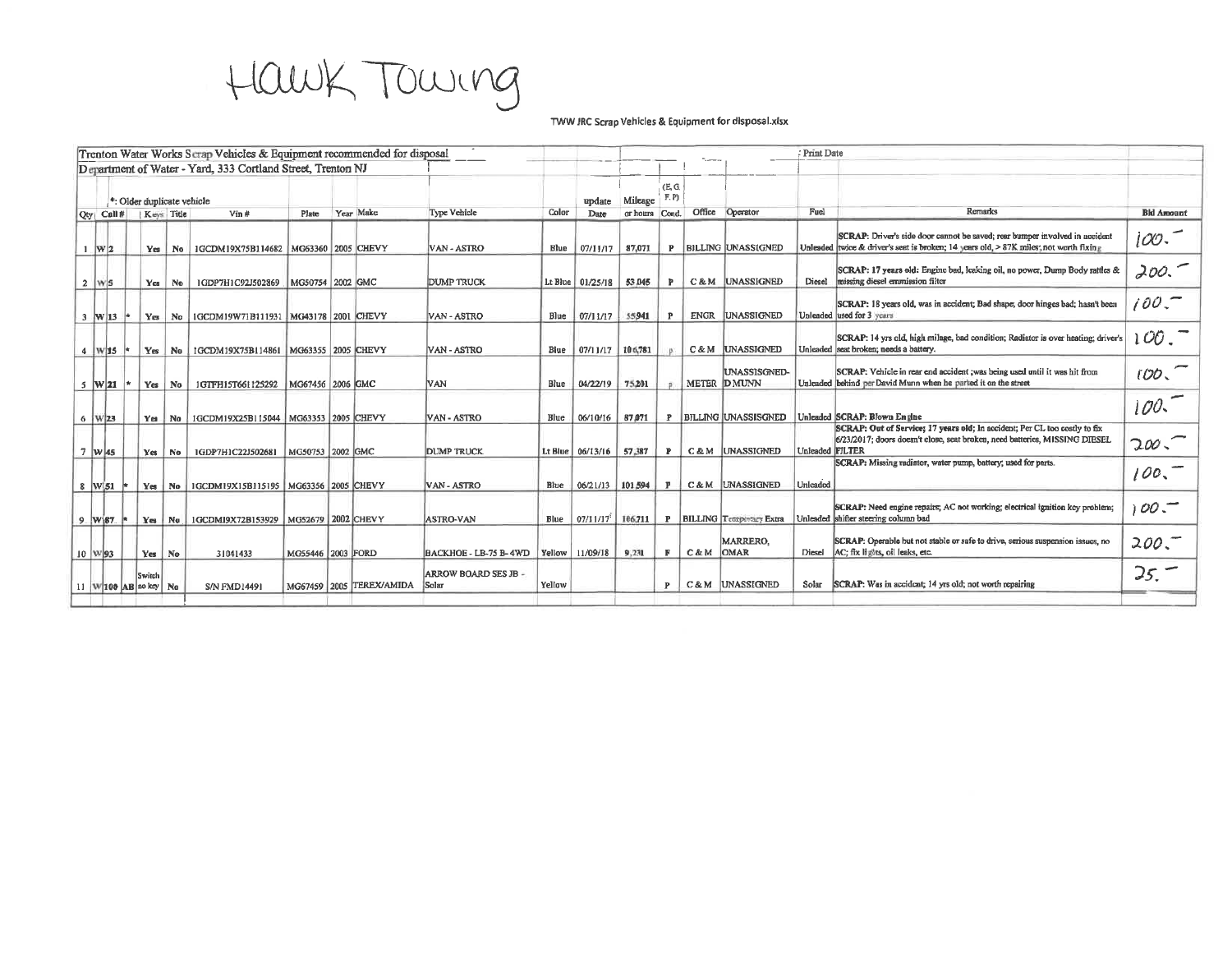Hawk Towing

TWW JRC Scrap Vehicles & Equipment for disposal.xlsx

Trenton Water Works Scrap Vehicles & Equipment recommended for disposal

Department of Water - Yard, 333 Cortland Street, Trenton NJ

*: Older duplicate vehicle

Print Date

| Qty | Call # | * | Keys | Title | Vin # | Plate | Year | Make | Type Vehicle | Color | update Date | Mileage or hours | (E, G, F, P) Cond. | Office | Operator | Fuel | Remarks | Bid Amount |
|---|---|---|---|---|---|---|---|---|---|---|---|---|---|---|---|---|---|---|
| 1 | W 2 | | Yes | No | 1GCDM19X75B114682 | MG63360 | 2005 | CHEVY | VAN - ASTRO | Blue | 07/11/17 | 87,071 | P | BILLING | UNASSIGNED | Unleaded | SCRAP: Driver's side door cannot be saved; rear bumper involved in accident twice & driver's seat is broken; 14 years old, > 87K miles; not worth fixing | 100.- |
| 2 | W 5 | | Yes | No | 1GDP7H1C92J502869 | MG50754 | 2002 | GMC | DUMP TRUCK | Lt Blue | 01/25/18 | 53,045 | P | C & M | UNASSIGNED | Diesel | SCRAP: 17 years old: Engine bad, leaking oil, no power, Dump Body rattles & missing diesel emmission filter | 200.- |
| 3 | W 13 | * | Yes | No | 1GCDM19W71B111931 | MG43178 | 2001 | CHEVY | VAN - ASTRO | Blue | 07/11/17 | 55941 | P | ENGR | UNASSIGNED | Unleaded | SCRAP: 18 years old, was in accident; Bad shape; door hinges bad; hasn't been used for 3 years | 100.- |
| 4 | W 15 | * | Yes | No | 1GCDM19X75B114861 | MG63355 | 2005 | CHEVY | VAN - ASTRO | Blue | 07/11/17 | 106,781 | P | C & M | UNASSIGNED | Unleaded | SCRAP: 14 yrs old, high milage, bad condition; Radiator is over heating; driver's seat broken; needs a battery. | 100.- |
| 5 | W 21 | * | Yes | No | 1GTFH15T661125292 | MG67456 | 2006 | GMC | VAN | Blue | 04/22/19 | 75,201 | P | METER | UNASSISGNED-D MUNN | Unleaded | SCRAP: Vehicle in rear end accident ; was being used until it was hit from behind per David Munn when he parked it on the street | 100.- |
| 6 | W 23 | | Yes | No | 1GCDM19X25B115044 | MG63353 | 2005 | CHEVY | VAN - ASTRO | Blue | 06/10/16 | 87,071 | P | BILLING | UNASSISGNED | Unleaded | SCRAP: Blown Engine | 100.- |
| 7 | W 45 | | Yes | No | 1GDP7H1C22J502681 | MG50753 | 2002 | GMC | DUMP TRUCK | Lt Blue | 06/13/16 | 57,387 | P | C & M | UNASSIGNED | Unleaded | SCRAP: Out of Service; 17 years old; In accident; Per CL too costly to fix 6/23/2017; doors doesn't close, seat broken, need batteries, MISSING DIESEL FILTER | 200.- |
| 8 | W 51 | * | Yes | No | 1GCDM19X15B115195 | MG63356 | 2005 | CHEVY | VAN - ASTRO | Blue | 06/21/13 | 101,594 | P | C & M | UNASSIGNED | Unleaded | SCRAP: Missing radiator, water pump, battery; used for parts. | 100.- |
| 9 | W 87 | * | Yes | No | 1GCDM19X72B153929 | MG52679 | 2002 | CHEVY | ASTRO-VAN | Blue | 07/11/17 | 166,711 | P | BILLING | Temporary Extra | Unleaded | SCRAP: Need engine repairs; AC not working; electrical ignition key problem; shifter steering column bad | 100.- |
| 10 | W 93 | | Yes | No | 31041433 | MG55446 | 2003 | FORD | BACKHOE - LB-75 B- 4WD | Yellow | 11/09/18 | 9,231 | F | C & M | MARRERO, OMAR | Diesel | SCRAP: Operable but not stable or safe to drive, serious suspension issues, no AC; fix lights, oil leaks, etc. | 200.- |
| 11 | W 100 | AB | Switch no key | No | S/N FMD14491 | MG67459 | 2005 | TEREX/AMIDA | ARROW BOARD SES JB - Solar | Yellow | | | P | C & M | UNASSIGNED | Solar | SCRAP: Was in accident; 14 yrs old; not worth repairing | 25.- |